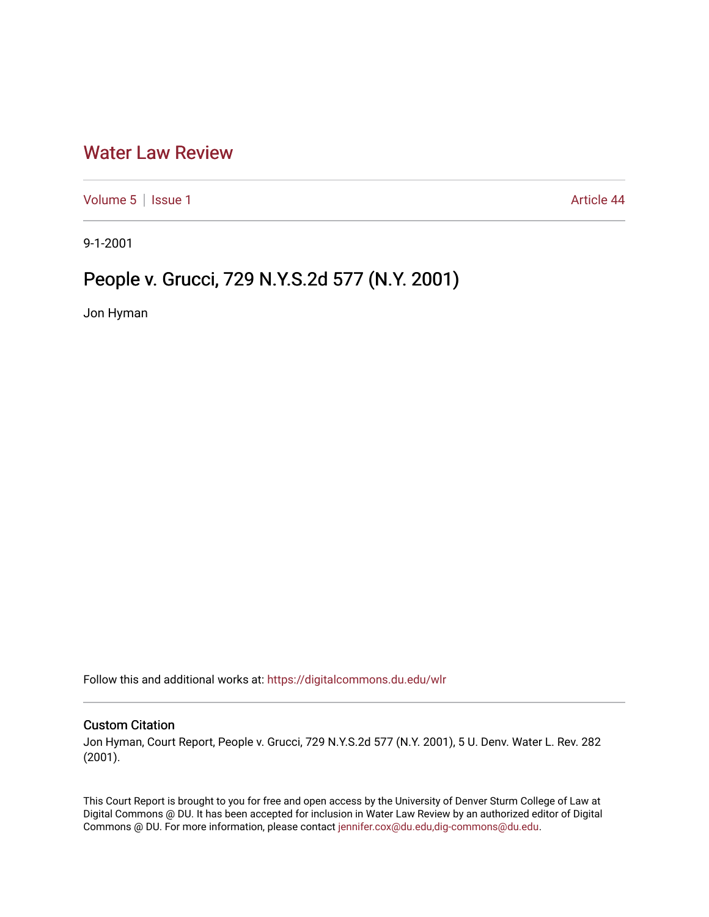# Water Law Review

Volume 5 | Issue 1 Article 44

9-1-2001

## People v. Grucci, 729 N.Y.S.2d 577 (N.Y. 2001)

Jon Hyman

Follow this and additional works at: https://digitalcommons.du.edu/wlr

### Custom Citation

Jon Hyman, Court Report, People v. Grucci, 729 N.Y.S.2d 577 (N.Y. 2001), 5 U. Denv. Water L. Rev. 282 (2001).

This Court Report is brought to you for free and open access by the University of Denver Sturm College of Law at Digital Commons @ DU. It has been accepted for inclusion in Water Law Review by an authorized editor of Digital Commons @ DU. For more information, please contact jennifer.cox@du.edu,dig-commons@du.edu.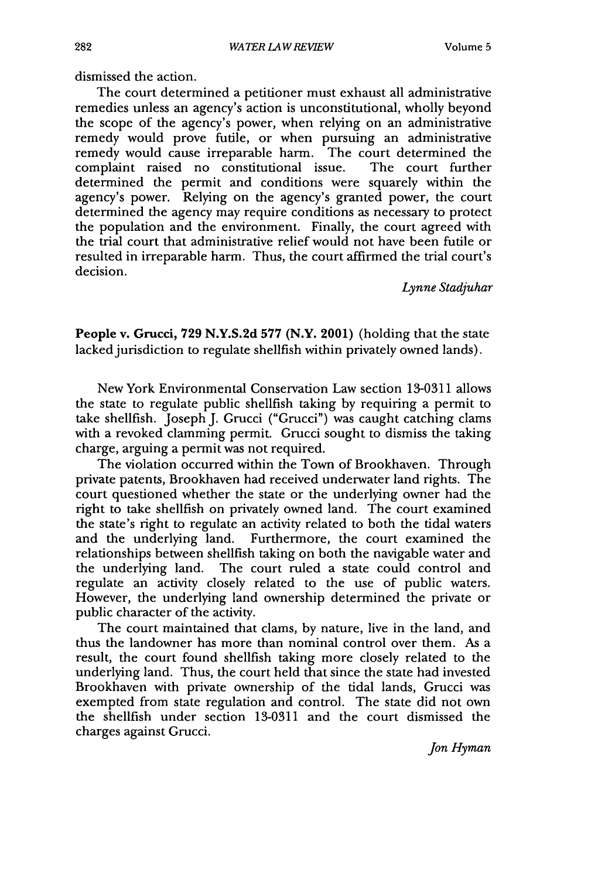dismissed the action.

The court determined a petitioner must exhaust all administrative remedies unless an agency's action is unconstitutional, wholly beyond the scope of the agency's power, when relying on an administrative remedy would prove futile, or when pursuing an administrative remedy would cause irreparable harm. The court determined the complaint raised no constitutional issue. The court further determined the permit and conditions were squarely within the agency's power. Relying on the agency's granted power, the court determined the agency may require conditions as necessary to protect the population and the environment. Finally, the court agreed with the trial court that administrative relief would not have been futile or resulted in irreparable harm. Thus, the court affirmed the trial court's decision.

*Lynne Stadjuhar*

**People v. Grucci, 729 N.Y.S.2d 577 (N.Y. 2001)** (holding that the state lacked jurisdiction to regulate shellfish within privately owned lands).

New York Environmental Conservation Law section 13-0311 allows the state to regulate public shellfish taking by requiring a permit to take shellfish. Joseph J. Grucci ("Grucci") was caught catching clams with a revoked clamming permit. Grucci sought to dismiss the taking charge, arguing a permit was not required.

The violation occurred within the Town of Brookhaven. Through private patents, Brookhaven had received underwater land rights. The court questioned whether the state or the underlying owner had the right to take shellfish on privately owned land. The court examined the state's right to regulate an activity related to both the tidal waters and the underlying land. Furthermore, the court examined the relationships between shellfish taking on both the navigable water and the underlying land. The court ruled a state could control and regulate an activity closely related to the use of public waters. However, the underlying land ownership determined the private or public character of the activity.

The court maintained that clams, by nature, live in the land, and thus the landowner has more than nominal control over them. As a result, the court found shellfish taking more closely related to the underlying land. Thus, the court held that since the state had invested Brookhaven with private ownership of the tidal lands, Grucci was exempted from state regulation and control. The state did not own the shellfish under section 13-0311 and the court dismissed the charges against Grucci.

*Jon Hyman*